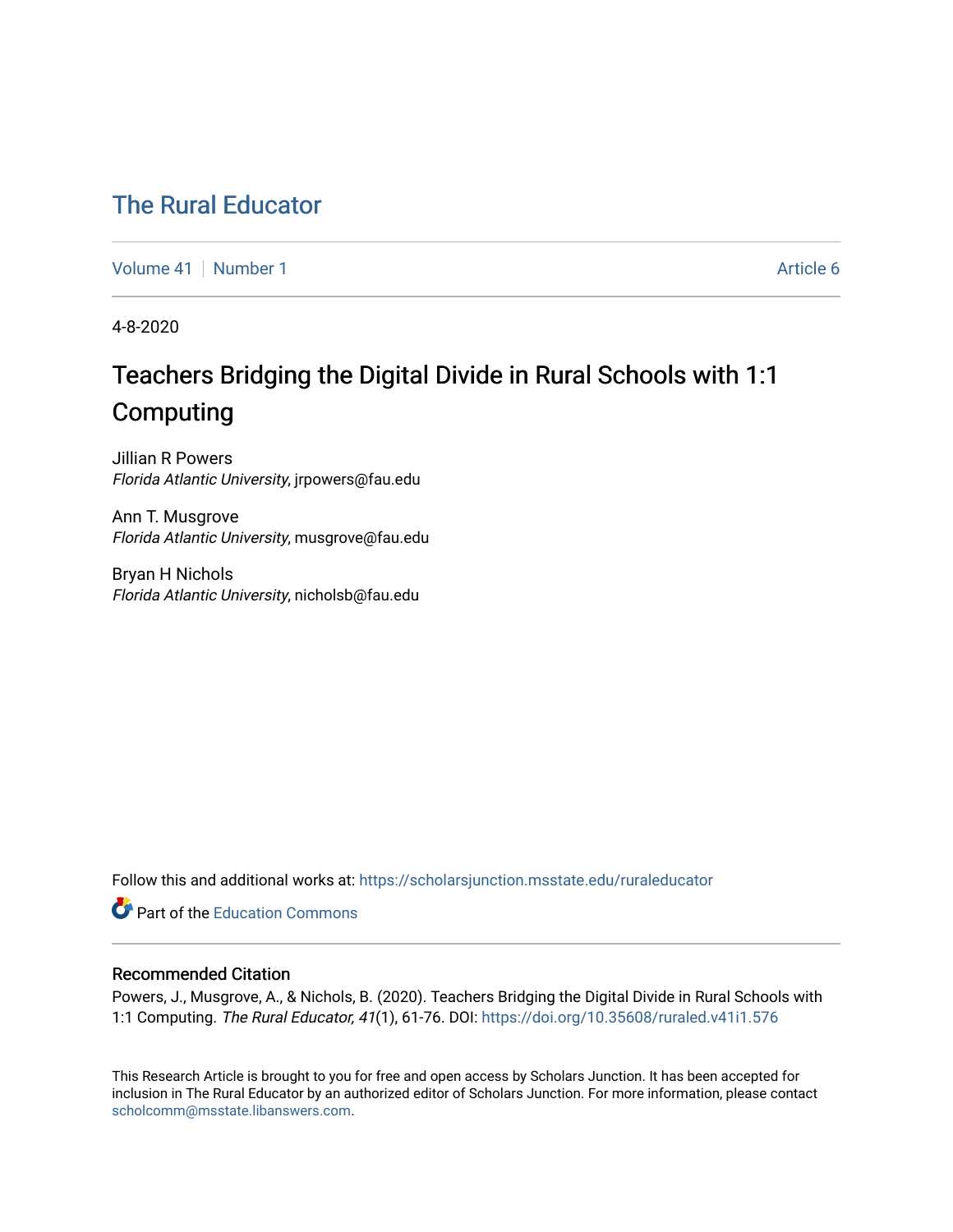# The Rural Educator

Volume 41 | Number 1 | Article 6

4-8-2020

## Teachers Bridging the Digital Divide in Rural Schools with 1:1 Computing

Jillian R Powers
*Florida Atlantic University*, jrpowers@fau.edu

Ann T. Musgrove
*Florida Atlantic University*, musgrove@fau.edu

Bryan H Nichols
*Florida Atlantic University*, nicholsb@fau.edu

Follow this and additional works at: https://scholarsjunction.msstate.edu/ruraleducator

Part of the Education Commons

### Recommended Citation

Powers, J., Musgrove, A., & Nichols, B. (2020). Teachers Bridging the Digital Divide in Rural Schools with 1:1 Computing. *The Rural Educator, 41*(1), 61-76. DOI: https://doi.org/10.35608/ruraled.v41i1.576

This Research Article is brought to you for free and open access by Scholars Junction. It has been accepted for inclusion in The Rural Educator by an authorized editor of Scholars Junction. For more information, please contact scholcomm@msstate.libanswers.com.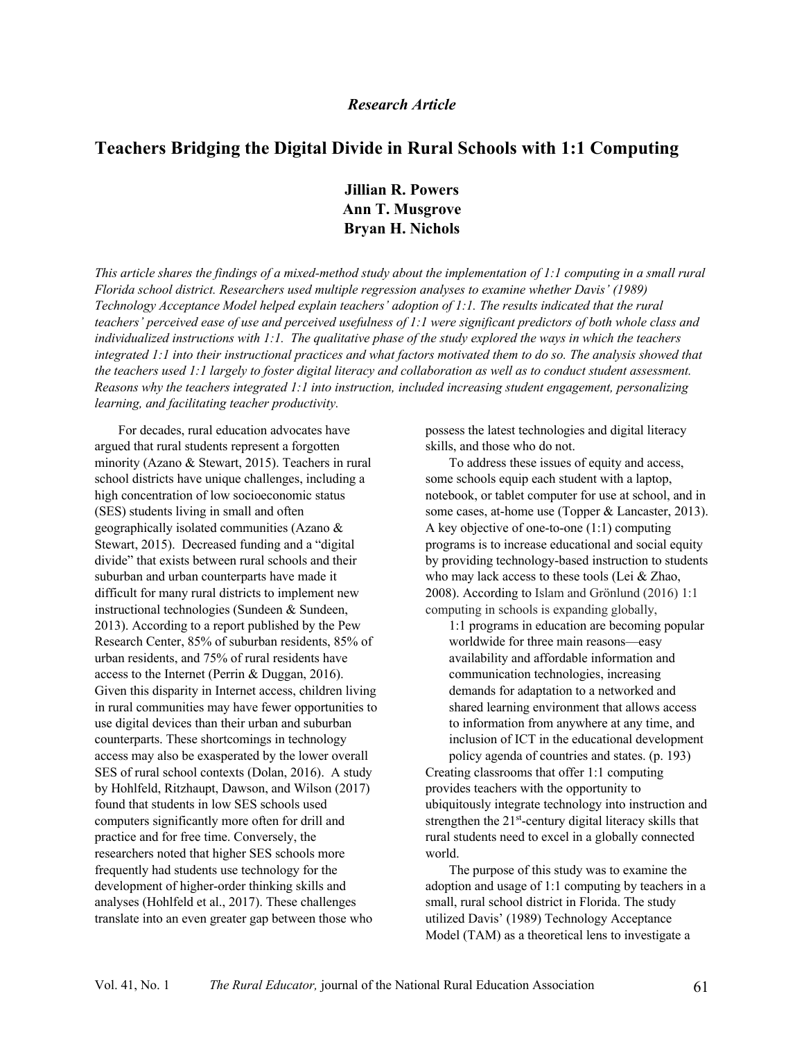*Research Article*

# Teachers Bridging the Digital Divide in Rural Schools with 1:1 Computing

**Jillian R. Powers**
**Ann T. Musgrove**
**Bryan H. Nichols**

*This article shares the findings of a mixed-method study about the implementation of 1:1 computing in a small rural Florida school district. Researchers used multiple regression analyses to examine whether Davis' (1989) Technology Acceptance Model helped explain teachers' adoption of 1:1. The results indicated that the rural teachers' perceived ease of use and perceived usefulness of 1:1 were significant predictors of both whole class and individualized instructions with 1:1. The qualitative phase of the study explored the ways in which the teachers integrated 1:1 into their instructional practices and what factors motivated them to do so. The analysis showed that the teachers used 1:1 largely to foster digital literacy and collaboration as well as to conduct student assessment. Reasons why the teachers integrated 1:1 into instruction, included increasing student engagement, personalizing learning, and facilitating teacher productivity.*

For decades, rural education advocates have argued that rural students represent a forgotten minority (Azano & Stewart, 2015). Teachers in rural school districts have unique challenges, including a high concentration of low socioeconomic status (SES) students living in small and often geographically isolated communities (Azano & Stewart, 2015). Decreased funding and a "digital divide" that exists between rural schools and their suburban and urban counterparts have made it difficult for many rural districts to implement new instructional technologies (Sundeen & Sundeen, 2013). According to a report published by the Pew Research Center, 85% of suburban residents, 85% of urban residents, and 75% of rural residents have access to the Internet (Perrin & Duggan, 2016). Given this disparity in Internet access, children living in rural communities may have fewer opportunities to use digital devices than their urban and suburban counterparts. These shortcomings in technology access may also be exasperated by the lower overall SES of rural school contexts (Dolan, 2016). A study by Hohlfeld, Ritzhaupt, Dawson, and Wilson (2017) found that students in low SES schools used computers significantly more often for drill and practice and for free time. Conversely, the researchers noted that higher SES schools more frequently had students use technology for the development of higher-order thinking skills and analyses (Hohlfeld et al., 2017). These challenges translate into an even greater gap between those who possess the latest technologies and digital literacy skills, and those who do not.

To address these issues of equity and access, some schools equip each student with a laptop, notebook, or tablet computer for use at school, and in some cases, at-home use (Topper & Lancaster, 2013). A key objective of one-to-one (1:1) computing programs is to increase educational and social equity by providing technology-based instruction to students who may lack access to these tools (Lei & Zhao, 2008). According to Islam and Grönlund (2016) 1:1 computing in schools is expanding globally,

> 1:1 programs in education are becoming popular worldwide for three main reasons—easy availability and affordable information and communication technologies, increasing demands for adaptation to a networked and shared learning environment that allows access to information from anywhere at any time, and inclusion of ICT in the educational development policy agenda of countries and states. (p. 193)

Creating classrooms that offer 1:1 computing provides teachers with the opportunity to ubiquitously integrate technology into instruction and strengthen the 21st-century digital literacy skills that rural students need to excel in a globally connected world.

The purpose of this study was to examine the adoption and usage of 1:1 computing by teachers in a small, rural school district in Florida. The study utilized Davis' (1989) Technology Acceptance Model (TAM) as a theoretical lens to investigate a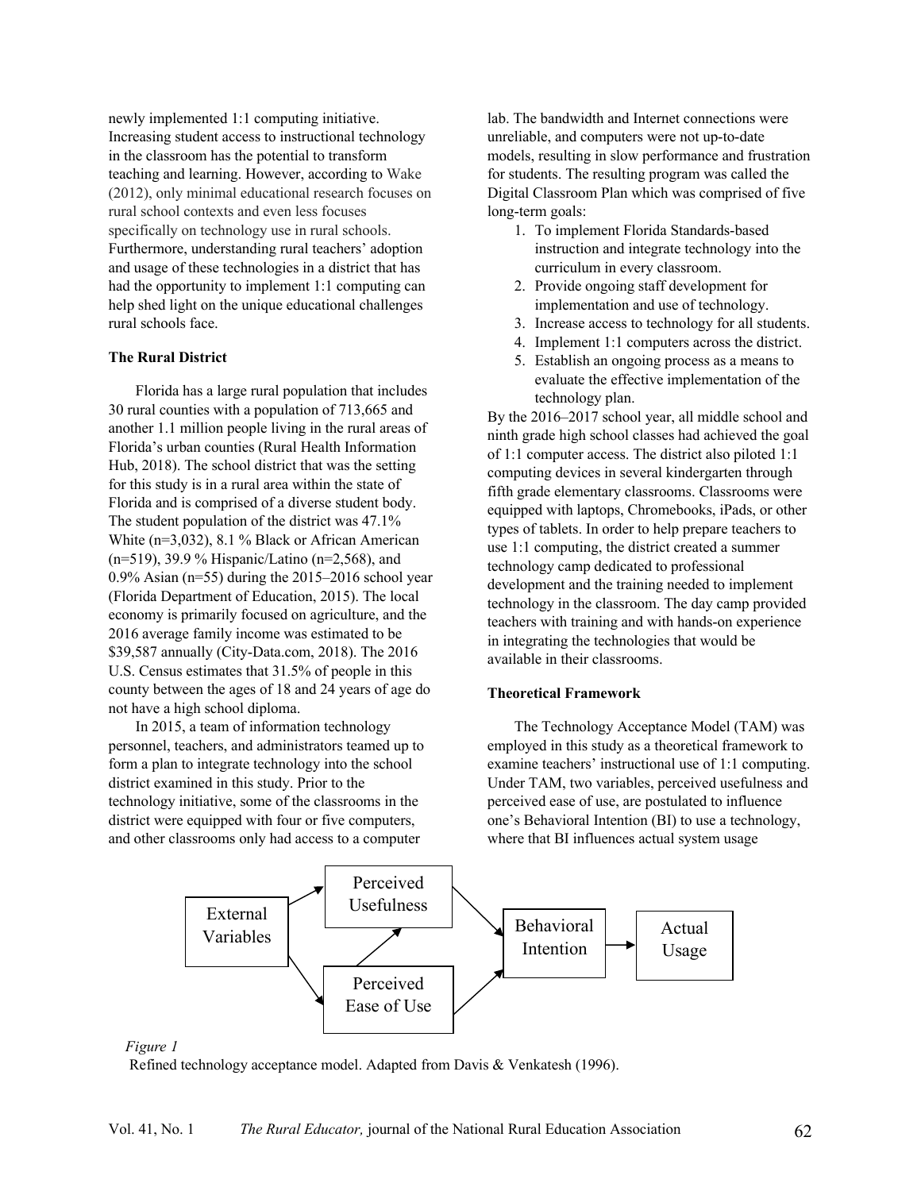newly implemented 1:1 computing initiative. Increasing student access to instructional technology in the classroom has the potential to transform teaching and learning. However, according to Wake (2012), only minimal educational research focuses on rural school contexts and even less focuses specifically on technology use in rural schools. Furthermore, understanding rural teachers' adoption and usage of these technologies in a district that has had the opportunity to implement 1:1 computing can help shed light on the unique educational challenges rural schools face.

### The Rural District

Florida has a large rural population that includes 30 rural counties with a population of 713,665 and another 1.1 million people living in the rural areas of Florida's urban counties (Rural Health Information Hub, 2018). The school district that was the setting for this study is in a rural area within the state of Florida and is comprised of a diverse student body. The student population of the district was 47.1% White (n=3,032), 8.1 % Black or African American (n=519), 39.9 % Hispanic/Latino (n=2,568), and 0.9% Asian (n=55) during the 2015–2016 school year (Florida Department of Education, 2015). The local economy is primarily focused on agriculture, and the 2016 average family income was estimated to be $39,587 annually (City-Data.com, 2018). The 2016 U.S. Census estimates that 31.5% of people in this county between the ages of 18 and 24 years of age do not have a high school diploma.

In 2015, a team of information technology personnel, teachers, and administrators teamed up to form a plan to integrate technology into the school district examined in this study. Prior to the technology initiative, some of the classrooms in the district were equipped with four or five computers, and other classrooms only had access to a computer lab. The bandwidth and Internet connections were unreliable, and computers were not up-to-date models, resulting in slow performance and frustration for students. The resulting program was called the Digital Classroom Plan which was comprised of five long-term goals:

1. To implement Florida Standards-based instruction and integrate technology into the curriculum in every classroom.
2. Provide ongoing staff development for implementation and use of technology.
3. Increase access to technology for all students.
4. Implement 1:1 computers across the district.
5. Establish an ongoing process as a means to evaluate the effective implementation of the technology plan.

By the 2016–2017 school year, all middle school and ninth grade high school classes had achieved the goal of 1:1 computer access. The district also piloted 1:1 computing devices in several kindergarten through fifth grade elementary classrooms. Classrooms were equipped with laptops, Chromebooks, iPads, or other types of tablets. In order to help prepare teachers to use 1:1 computing, the district created a summer technology camp dedicated to professional development and the training needed to implement technology in the classroom. The day camp provided teachers with training and with hands-on experience in integrating the technologies that would be available in their classrooms.

### Theoretical Framework

The Technology Acceptance Model (TAM) was employed in this study as a theoretical framework to examine teachers' instructional use of 1:1 computing. Under TAM, two variables, perceived usefulness and perceived ease of use, are postulated to influence one's Behavioral Intention (BI) to use a technology, where that BI influences actual system usage

```
                  Perceived
               ↗  Usefulness  ↘
External             ↑           Behavioral  →  Actual
Variables            |           Intention       Usage
               ↘  Perceived   ↗
                  Ease of Use
```

*Figure 1*

Refined technology acceptance model. Adapted from Davis & Venkatesh (1996).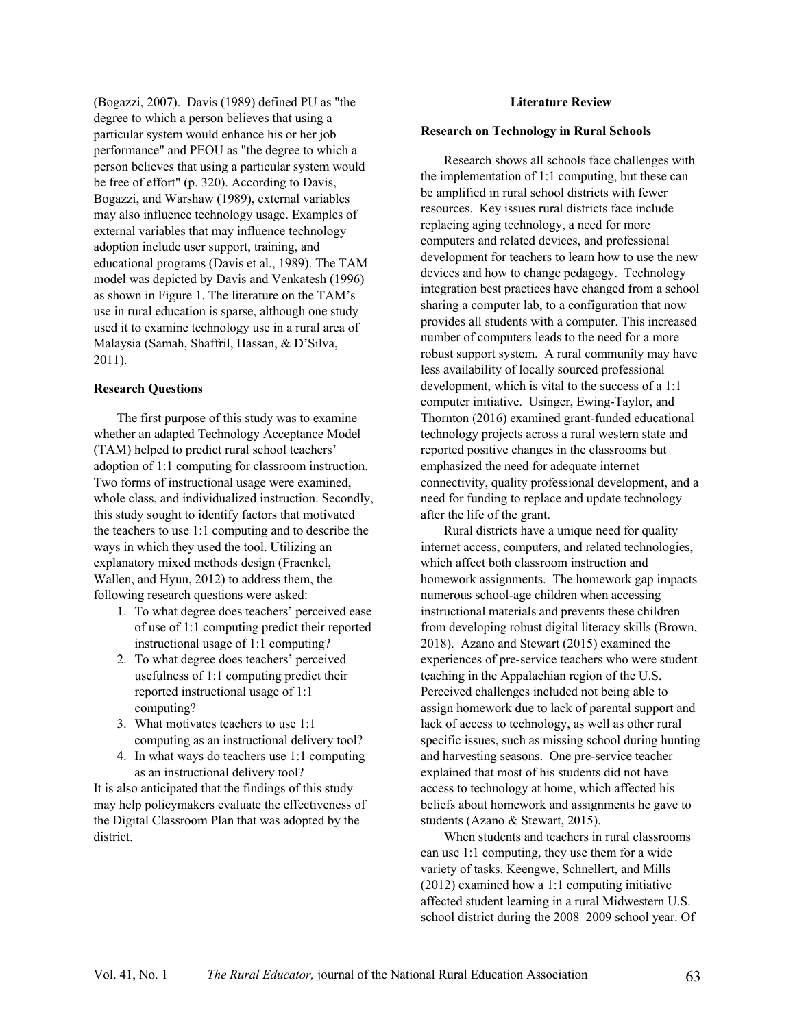(Bogazzi, 2007). Davis (1989) defined PU as "the degree to which a person believes that using a particular system would enhance his or her job performance" and PEOU as "the degree to which a person believes that using a particular system would be free of effort" (p. 320). According to Davis, Bogazzi, and Warshaw (1989), external variables may also influence technology usage. Examples of external variables that may influence technology adoption include user support, training, and educational programs (Davis et al., 1989). The TAM model was depicted by Davis and Venkatesh (1996) as shown in Figure 1. The literature on the TAM's use in rural education is sparse, although one study used it to examine technology use in a rural area of Malaysia (Samah, Shaffril, Hassan, & D'Silva, 2011).

### Research Questions

The first purpose of this study was to examine whether an adapted Technology Acceptance Model (TAM) helped to predict rural school teachers' adoption of 1:1 computing for classroom instruction. Two forms of instructional usage were examined, whole class, and individualized instruction. Secondly, this study sought to identify factors that motivated the teachers to use 1:1 computing and to describe the ways in which they used the tool. Utilizing an explanatory mixed methods design (Fraenkel, Wallen, and Hyun, 2012) to address them, the following research questions were asked:

1. To what degree does teachers' perceived ease of use of 1:1 computing predict their reported instructional usage of 1:1 computing?
2. To what degree does teachers' perceived usefulness of 1:1 computing predict their reported instructional usage of 1:1 computing?
3. What motivates teachers to use 1:1 computing as an instructional delivery tool?
4. In what ways do teachers use 1:1 computing as an instructional delivery tool?

It is also anticipated that the findings of this study may help policymakers evaluate the effectiveness of the Digital Classroom Plan that was adopted by the district.

## Literature Review

### Research on Technology in Rural Schools

Research shows all schools face challenges with the implementation of 1:1 computing, but these can be amplified in rural school districts with fewer resources. Key issues rural districts face include replacing aging technology, a need for more computers and related devices, and professional development for teachers to learn how to use the new devices and how to change pedagogy. Technology integration best practices have changed from a school sharing a computer lab, to a configuration that now provides all students with a computer. This increased number of computers leads to the need for a more robust support system. A rural community may have less availability of locally sourced professional development, which is vital to the success of a 1:1 computer initiative. Usinger, Ewing-Taylor, and Thornton (2016) examined grant-funded educational technology projects across a rural western state and reported positive changes in the classrooms but emphasized the need for adequate internet connectivity, quality professional development, and a need for funding to replace and update technology after the life of the grant.

Rural districts have a unique need for quality internet access, computers, and related technologies, which affect both classroom instruction and homework assignments. The homework gap impacts numerous school-age children when accessing instructional materials and prevents these children from developing robust digital literacy skills (Brown, 2018). Azano and Stewart (2015) examined the experiences of pre-service teachers who were student teaching in the Appalachian region of the U.S. Perceived challenges included not being able to assign homework due to lack of parental support and lack of access to technology, as well as other rural specific issues, such as missing school during hunting and harvesting seasons. One pre-service teacher explained that most of his students did not have access to technology at home, which affected his beliefs about homework and assignments he gave to students (Azano & Stewart, 2015).

When students and teachers in rural classrooms can use 1:1 computing, they use them for a wide variety of tasks. Keengwe, Schnellert, and Mills (2012) examined how a 1:1 computing initiative affected student learning in a rural Midwestern U.S. school district during the 2008–2009 school year. Of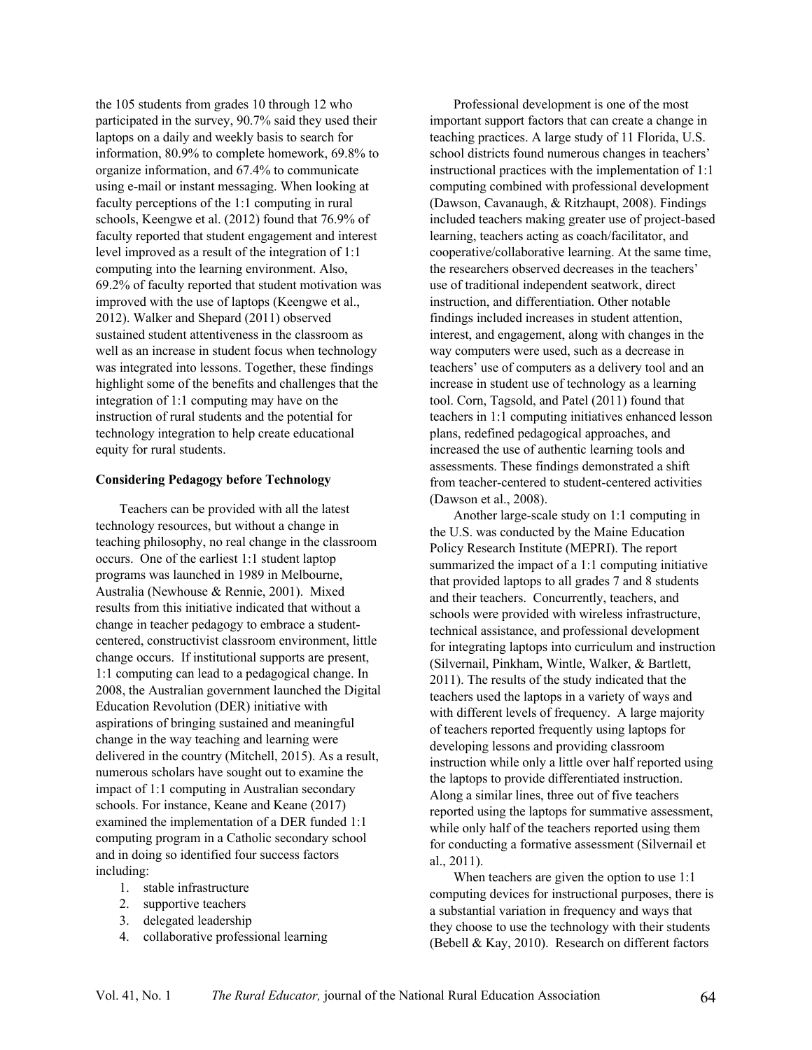the 105 students from grades 10 through 12 who participated in the survey, 90.7% said they used their laptops on a daily and weekly basis to search for information, 80.9% to complete homework, 69.8% to organize information, and 67.4% to communicate using e-mail or instant messaging. When looking at faculty perceptions of the 1:1 computing in rural schools, Keengwe et al. (2012) found that 76.9% of faculty reported that student engagement and interest level improved as a result of the integration of 1:1 computing into the learning environment. Also, 69.2% of faculty reported that student motivation was improved with the use of laptops (Keengwe et al., 2012). Walker and Shepard (2011) observed sustained student attentiveness in the classroom as well as an increase in student focus when technology was integrated into lessons. Together, these findings highlight some of the benefits and challenges that the integration of 1:1 computing may have on the instruction of rural students and the potential for technology integration to help create educational equity for rural students.

**Considering Pedagogy before Technology**

Teachers can be provided with all the latest technology resources, but without a change in teaching philosophy, no real change in the classroom occurs. One of the earliest 1:1 student laptop programs was launched in 1989 in Melbourne, Australia (Newhouse & Rennie, 2001). Mixed results from this initiative indicated that without a change in teacher pedagogy to embrace a student-centered, constructivist classroom environment, little change occurs. If institutional supports are present, 1:1 computing can lead to a pedagogical change. In 2008, the Australian government launched the Digital Education Revolution (DER) initiative with aspirations of bringing sustained and meaningful change in the way teaching and learning were delivered in the country (Mitchell, 2015). As a result, numerous scholars have sought out to examine the impact of 1:1 computing in Australian secondary schools. For instance, Keane and Keane (2017) examined the implementation of a DER funded 1:1 computing program in a Catholic secondary school and in doing so identified four success factors including:

1. stable infrastructure
2. supportive teachers
3. delegated leadership
4. collaborative professional learning

Professional development is one of the most important support factors that can create a change in teaching practices. A large study of 11 Florida, U.S. school districts found numerous changes in teachers' instructional practices with the implementation of 1:1 computing combined with professional development (Dawson, Cavanaugh, & Ritzhaupt, 2008). Findings included teachers making greater use of project-based learning, teachers acting as coach/facilitator, and cooperative/collaborative learning. At the same time, the researchers observed decreases in the teachers' use of traditional independent seatwork, direct instruction, and differentiation. Other notable findings included increases in student attention, interest, and engagement, along with changes in the way computers were used, such as a decrease in teachers' use of computers as a delivery tool and an increase in student use of technology as a learning tool. Corn, Tagsold, and Patel (2011) found that teachers in 1:1 computing initiatives enhanced lesson plans, redefined pedagogical approaches, and increased the use of authentic learning tools and assessments. These findings demonstrated a shift from teacher-centered to student-centered activities (Dawson et al., 2008).

Another large-scale study on 1:1 computing in the U.S. was conducted by the Maine Education Policy Research Institute (MEPRI). The report summarized the impact of a 1:1 computing initiative that provided laptops to all grades 7 and 8 students and their teachers. Concurrently, teachers, and schools were provided with wireless infrastructure, technical assistance, and professional development for integrating laptops into curriculum and instruction (Silvernail, Pinkham, Wintle, Walker, & Bartlett, 2011). The results of the study indicated that the teachers used the laptops in a variety of ways and with different levels of frequency. A large majority of teachers reported frequently using laptops for developing lessons and providing classroom instruction while only a little over half reported using the laptops to provide differentiated instruction. Along a similar lines, three out of five teachers reported using the laptops for summative assessment, while only half of the teachers reported using them for conducting a formative assessment (Silvernail et al., 2011).

When teachers are given the option to use 1:1 computing devices for instructional purposes, there is a substantial variation in frequency and ways that they choose to use the technology with their students (Bebell & Kay, 2010). Research on different factors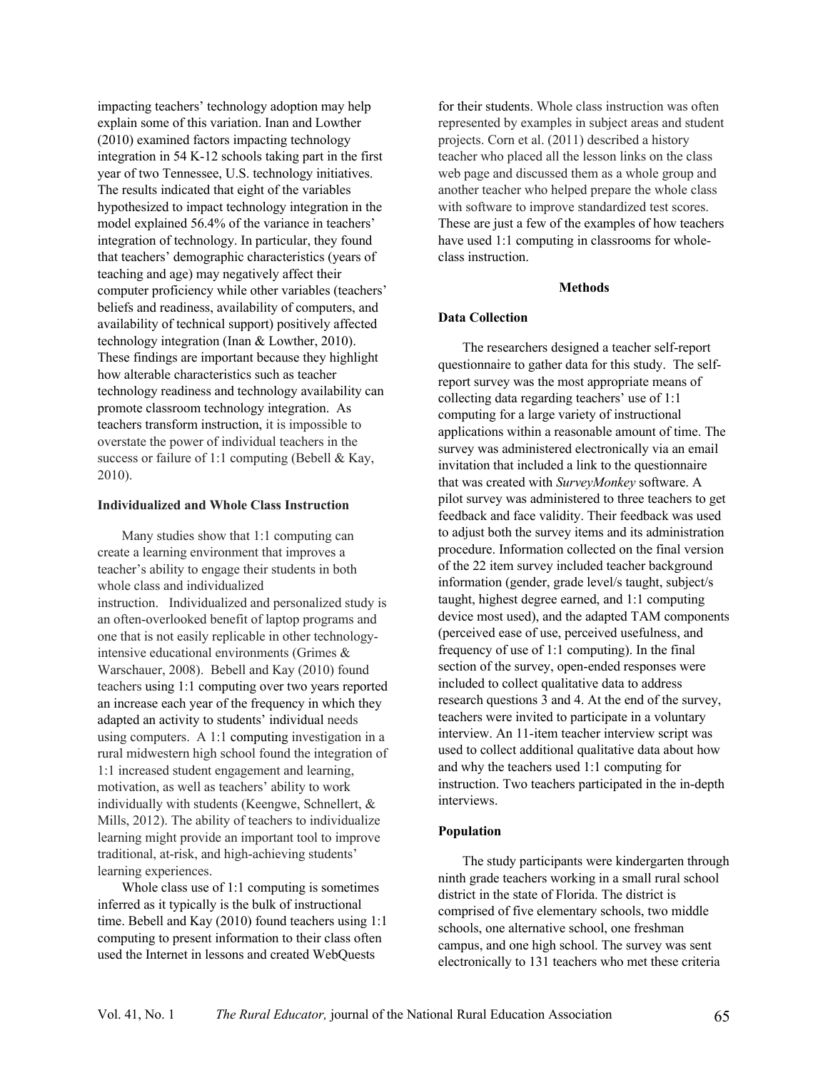impacting teachers' technology adoption may help explain some of this variation. Inan and Lowther (2010) examined factors impacting technology integration in 54 K-12 schools taking part in the first year of two Tennessee, U.S. technology initiatives. The results indicated that eight of the variables hypothesized to impact technology integration in the model explained 56.4% of the variance in teachers' integration of technology. In particular, they found that teachers' demographic characteristics (years of teaching and age) may negatively affect their computer proficiency while other variables (teachers' beliefs and readiness, availability of computers, and availability of technical support) positively affected technology integration (Inan & Lowther, 2010). These findings are important because they highlight how alterable characteristics such as teacher technology readiness and technology availability can promote classroom technology integration. As teachers transform instruction, it is impossible to overstate the power of individual teachers in the success or failure of 1:1 computing (Bebell & Kay, 2010).

### Individualized and Whole Class Instruction

Many studies show that 1:1 computing can create a learning environment that improves a teacher's ability to engage their students in both whole class and individualized instruction. Individualized and personalized study is an often-overlooked benefit of laptop programs and one that is not easily replicable in other technology-intensive educational environments (Grimes & Warschauer, 2008). Bebell and Kay (2010) found teachers using 1:1 computing over two years reported an increase each year of the frequency in which they adapted an activity to students' individual needs using computers. A 1:1 computing investigation in a rural midwestern high school found the integration of 1:1 increased student engagement and learning, motivation, as well as teachers' ability to work individually with students (Keengwe, Schnellert, & Mills, 2012). The ability of teachers to individualize learning might provide an important tool to improve traditional, at-risk, and high-achieving students' learning experiences.

Whole class use of 1:1 computing is sometimes inferred as it typically is the bulk of instructional time. Bebell and Kay (2010) found teachers using 1:1 computing to present information to their class often used the Internet in lessons and created WebQuests for their students. Whole class instruction was often represented by examples in subject areas and student projects. Corn et al. (2011) described a history teacher who placed all the lesson links on the class web page and discussed them as a whole group and another teacher who helped prepare the whole class with software to improve standardized test scores. These are just a few of the examples of how teachers have used 1:1 computing in classrooms for whole-class instruction.

## Methods

### Data Collection

The researchers designed a teacher self-report questionnaire to gather data for this study. The self-report survey was the most appropriate means of collecting data regarding teachers' use of 1:1 computing for a large variety of instructional applications within a reasonable amount of time. The survey was administered electronically via an email invitation that included a link to the questionnaire that was created with *SurveyMonkey* software. A pilot survey was administered to three teachers to get feedback and face validity. Their feedback was used to adjust both the survey items and its administration procedure. Information collected on the final version of the 22 item survey included teacher background information (gender, grade level/s taught, subject/s taught, highest degree earned, and 1:1 computing device most used), and the adapted TAM components (perceived ease of use, perceived usefulness, and frequency of use of 1:1 computing). In the final section of the survey, open-ended responses were included to collect qualitative data to address research questions 3 and 4. At the end of the survey, teachers were invited to participate in a voluntary interview. An 11-item teacher interview script was used to collect additional qualitative data about how and why the teachers used 1:1 computing for instruction. Two teachers participated in the in-depth interviews.

### Population

The study participants were kindergarten through ninth grade teachers working in a small rural school district in the state of Florida. The district is comprised of five elementary schools, two middle schools, one alternative school, one freshman campus, and one high school. The survey was sent electronically to 131 teachers who met these criteria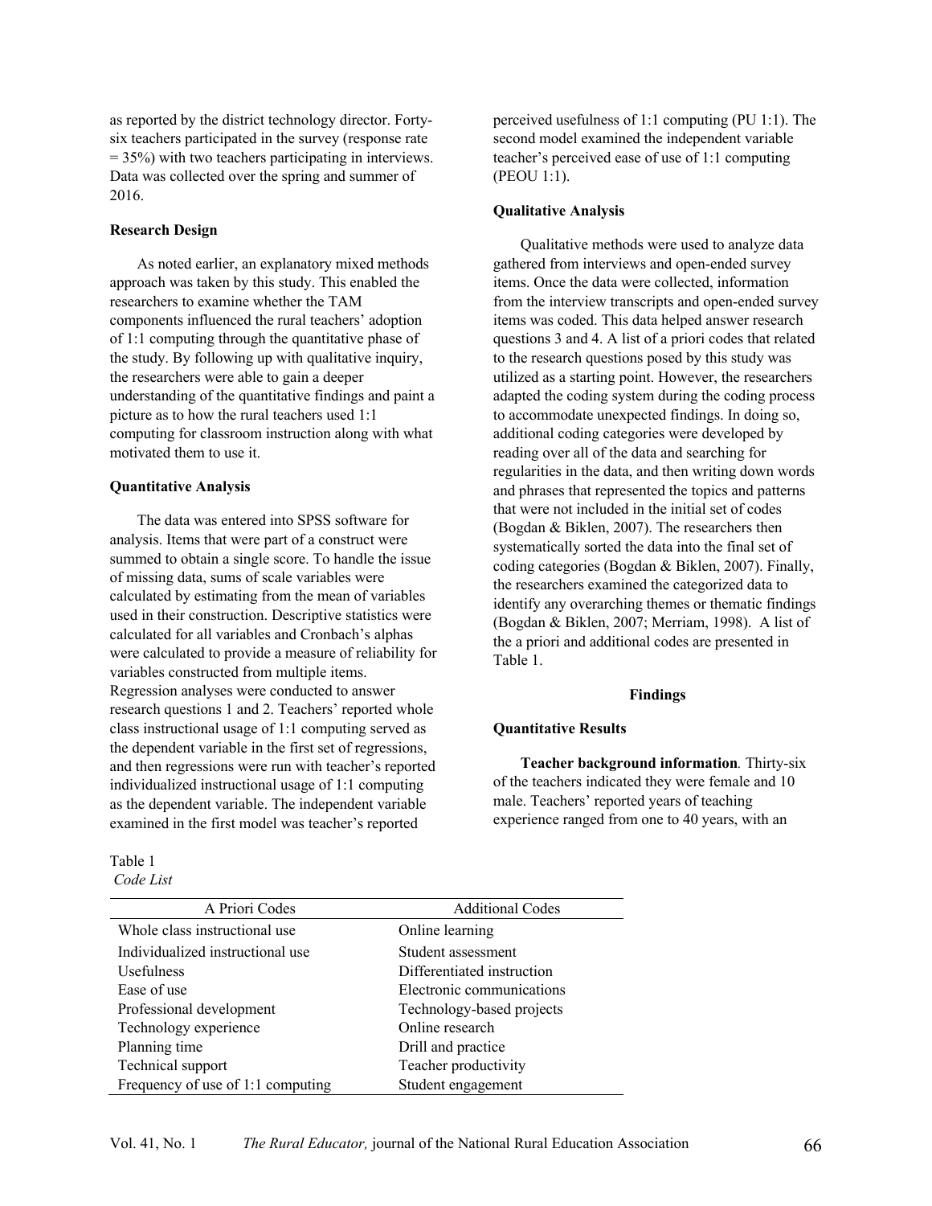as reported by the district technology director. Forty-six teachers participated in the survey (response rate = 35%) with two teachers participating in interviews. Data was collected over the spring and summer of 2016.

**Research Design**

As noted earlier, an explanatory mixed methods approach was taken by this study. This enabled the researchers to examine whether the TAM components influenced the rural teachers' adoption of 1:1 computing through the quantitative phase of the study. By following up with qualitative inquiry, the researchers were able to gain a deeper understanding of the quantitative findings and paint a picture as to how the rural teachers used 1:1 computing for classroom instruction along with what motivated them to use it.

**Quantitative Analysis**

The data was entered into SPSS software for analysis. Items that were part of a construct were summed to obtain a single score. To handle the issue of missing data, sums of scale variables were calculated by estimating from the mean of variables used in their construction. Descriptive statistics were calculated for all variables and Cronbach's alphas were calculated to provide a measure of reliability for variables constructed from multiple items. Regression analyses were conducted to answer research questions 1 and 2. Teachers' reported whole class instructional usage of 1:1 computing served as the dependent variable in the first set of regressions, and then regressions were run with teacher's reported individualized instructional usage of 1:1 computing as the dependent variable. The independent variable examined in the first model was teacher's reported perceived usefulness of 1:1 computing (PU 1:1). The second model examined the independent variable teacher's perceived ease of use of 1:1 computing (PEOU 1:1).

**Qualitative Analysis**

Qualitative methods were used to analyze data gathered from interviews and open-ended survey items. Once the data were collected, information from the interview transcripts and open-ended survey items was coded. This data helped answer research questions 3 and 4. A list of a priori codes that related to the research questions posed by this study was utilized as a starting point. However, the researchers adapted the coding system during the coding process to accommodate unexpected findings. In doing so, additional coding categories were developed by reading over all of the data and searching for regularities in the data, and then writing down words and phrases that represented the topics and patterns that were not included in the initial set of codes (Bogdan & Biklen, 2007). The researchers then systematically sorted the data into the final set of coding categories (Bogdan & Biklen, 2007). Finally, the researchers examined the categorized data to identify any overarching themes or thematic findings (Bogdan & Biklen, 2007; Merriam, 1998). A list of the a priori and additional codes are presented in Table 1.

## Findings

**Quantitative Results**

**Teacher background information**. Thirty-six of the teachers indicated they were female and 10 male. Teachers' reported years of teaching experience ranged from one to 40 years, with an

Table 1
*Code List*

| A Priori Codes | Additional Codes |
|---|---|
| Whole class instructional use | Online learning |
| Individualized instructional use | Student assessment |
| Usefulness | Differentiated instruction |
| Ease of use | Electronic communications |
| Professional development | Technology-based projects |
| Technology experience | Online research |
| Planning time | Drill and practice |
| Technical support | Teacher productivity |
| Frequency of use of 1:1 computing | Student engagement |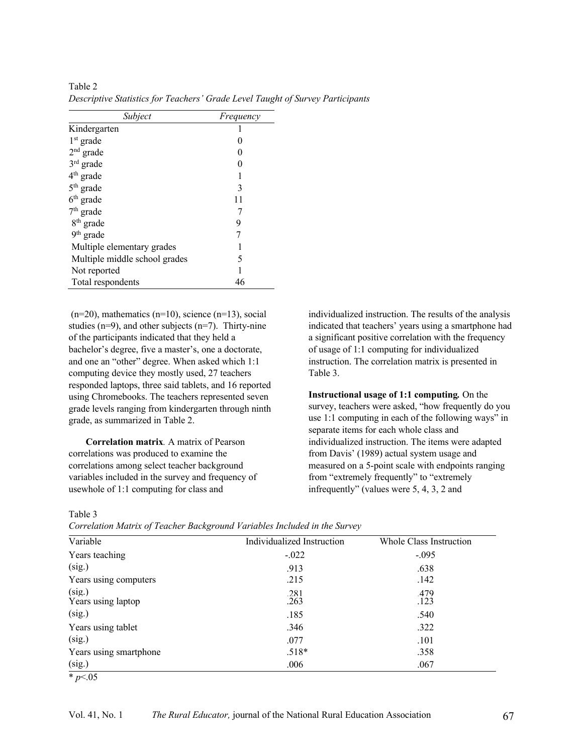Table 2

*Descriptive Statistics for Teachers' Grade Level Taught of Survey Participants*

| *Subject* | *Frequency* |
|---|---|
| Kindergarten | 1 |
| 1st grade | 0 |
| 2nd grade | 0 |
| 3rd grade | 0 |
| 4th grade | 1 |
| 5th grade | 3 |
| 6th grade | 11 |
| 7th grade | 7 |
| 8th grade | 9 |
| 9th grade | 7 |
| Multiple elementary grades | 1 |
| Multiple middle school grades | 5 |
| Not reported | 1 |
| Total respondents | 46 |

(n=20), mathematics (n=10), science (n=13), social studies (n=9), and other subjects (n=7). Thirty-nine of the participants indicated that they held a bachelor's degree, five a master's, one a doctorate, and one an "other" degree. When asked which 1:1 computing device they mostly used, 27 teachers responded laptops, three said tablets, and 16 reported using Chromebooks. The teachers represented seven grade levels ranging from kindergarten through ninth grade, as summarized in Table 2.

**Correlation matrix**. A matrix of Pearson correlations was produced to examine the correlations among select teacher background variables included in the survey and frequency of usewhole of 1:1 computing for class and individualized instruction. The results of the analysis indicated that teachers' years using a smartphone had a significant positive correlation with the frequency of usage of 1:1 computing for individualized instruction. The correlation matrix is presented in Table 3.

**Instructional usage of 1:1 computing.** On the survey, teachers were asked, "how frequently do you use 1:1 computing in each of the following ways" in separate items for each whole class and individualized instruction. The items were adapted from Davis' (1989) actual system usage and measured on a 5-point scale with endpoints ranging from "extremely frequently" to "extremely infrequently" (values were 5, 4, 3, 2 and

Table 3

*Correlation Matrix of Teacher Background Variables Included in the Survey*

| Variable | Individualized Instruction | Whole Class Instruction |
|---|---|---|
| Years teaching | -.022 | -.095 |
| (sig.) | .913 | .638 |
| Years using computers | .215 | .142 |
| (sig.) | .281 | .479 |
| Years using laptop | .263 | .123 |
| (sig.) | .185 | .540 |
| Years using tablet | .346 | .322 |
| (sig.) | .077 | .101 |
| Years using smartphone | .518* | .358 |
| (sig.) | .006 | .067 |

\* $p<.05$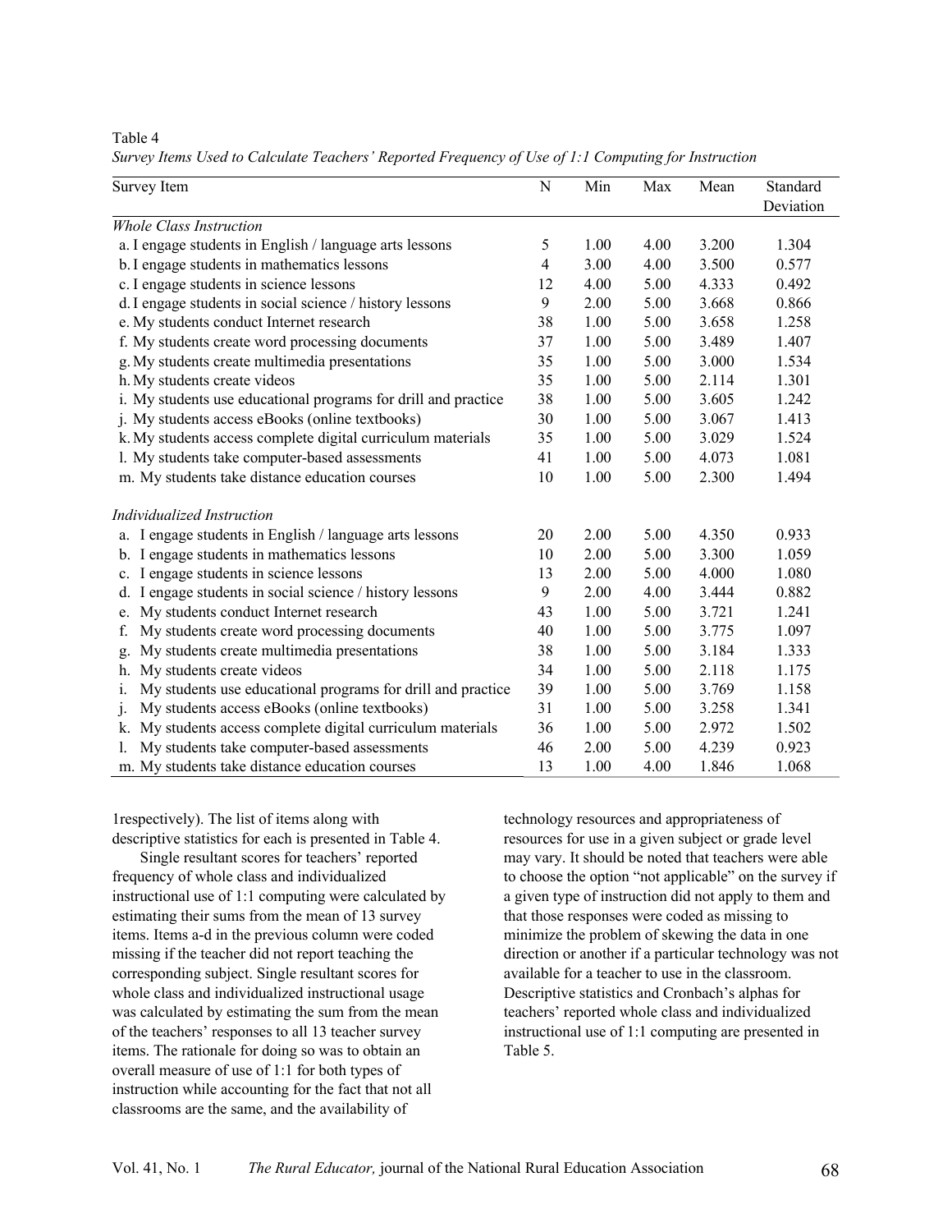Table 4

*Survey Items Used to Calculate Teachers' Reported Frequency of Use of 1:1 Computing for Instruction*

| Survey Item | N | Min | Max | Mean | Standard Deviation |
|---|---|---|---|---|---|
| *Whole Class Instruction* | | | | | |
| a. I engage students in English / language arts lessons | 5 | 1.00 | 4.00 | 3.200 | 1.304 |
| b. I engage students in mathematics lessons | 4 | 3.00 | 4.00 | 3.500 | 0.577 |
| c. I engage students in science lessons | 12 | 4.00 | 5.00 | 4.333 | 0.492 |
| d. I engage students in social science / history lessons | 9 | 2.00 | 5.00 | 3.668 | 0.866 |
| e. My students conduct Internet research | 38 | 1.00 | 5.00 | 3.658 | 1.258 |
| f. My students create word processing documents | 37 | 1.00 | 5.00 | 3.489 | 1.407 |
| g. My students create multimedia presentations | 35 | 1.00 | 5.00 | 3.000 | 1.534 |
| h. My students create videos | 35 | 1.00 | 5.00 | 2.114 | 1.301 |
| i. My students use educational programs for drill and practice | 38 | 1.00 | 5.00 | 3.605 | 1.242 |
| j. My students access eBooks (online textbooks) | 30 | 1.00 | 5.00 | 3.067 | 1.413 |
| k. My students access complete digital curriculum materials | 35 | 1.00 | 5.00 | 3.029 | 1.524 |
| l. My students take computer-based assessments | 41 | 1.00 | 5.00 | 4.073 | 1.081 |
| m. My students take distance education courses | 10 | 1.00 | 5.00 | 2.300 | 1.494 |
| *Individualized Instruction* | | | | | |
| a. I engage students in English / language arts lessons | 20 | 2.00 | 5.00 | 4.350 | 0.933 |
| b. I engage students in mathematics lessons | 10 | 2.00 | 5.00 | 3.300 | 1.059 |
| c. I engage students in science lessons | 13 | 2.00 | 5.00 | 4.000 | 1.080 |
| d. I engage students in social science / history lessons | 9 | 2.00 | 4.00 | 3.444 | 0.882 |
| e. My students conduct Internet research | 43 | 1.00 | 5.00 | 3.721 | 1.241 |
| f. My students create word processing documents | 40 | 1.00 | 5.00 | 3.775 | 1.097 |
| g. My students create multimedia presentations | 38 | 1.00 | 5.00 | 3.184 | 1.333 |
| h. My students create videos | 34 | 1.00 | 5.00 | 2.118 | 1.175 |
| i. My students use educational programs for drill and practice | 39 | 1.00 | 5.00 | 3.769 | 1.158 |
| j. My students access eBooks (online textbooks) | 31 | 1.00 | 5.00 | 3.258 | 1.341 |
| k. My students access complete digital curriculum materials | 36 | 1.00 | 5.00 | 2.972 | 1.502 |
| l. My students take computer-based assessments | 46 | 2.00 | 5.00 | 4.239 | 0.923 |
| m. My students take distance education courses | 13 | 1.00 | 4.00 | 1.846 | 1.068 |

1respectively). The list of items along with descriptive statistics for each is presented in Table 4.

Single resultant scores for teachers' reported frequency of whole class and individualized instructional use of 1:1 computing were calculated by estimating their sums from the mean of 13 survey items. Items a-d in the previous column were coded missing if the teacher did not report teaching the corresponding subject. Single resultant scores for whole class and individualized instructional usage was calculated by estimating the sum from the mean of the teachers' responses to all 13 teacher survey items. The rationale for doing so was to obtain an overall measure of use of 1:1 for both types of instruction while accounting for the fact that not all classrooms are the same, and the availability of technology resources and appropriateness of resources for use in a given subject or grade level may vary. It should be noted that teachers were able to choose the option "not applicable" on the survey if a given type of instruction did not apply to them and that those responses were coded as missing to minimize the problem of skewing the data in one direction or another if a particular technology was not available for a teacher to use in the classroom. Descriptive statistics and Cronbach's alphas for teachers' reported whole class and individualized instructional use of 1:1 computing are presented in Table 5.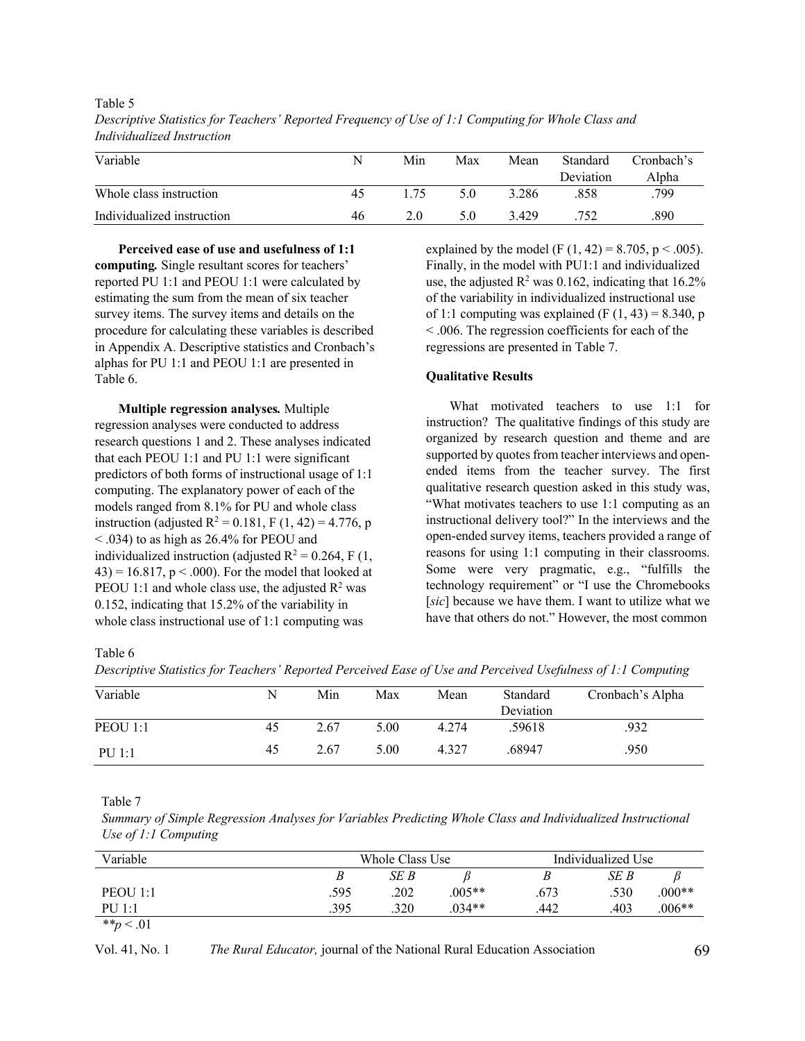Table 5

*Descriptive Statistics for Teachers' Reported Frequency of Use of 1:1 Computing for Whole Class and Individualized Instruction*

| Variable | N | Min | Max | Mean | Standard Deviation | Cronbach's Alpha |
|---|---|---|---|---|---|---|
| Whole class instruction | 45 | 1.75 | 5.0 | 3.286 | .858 | .799 |
| Individualized instruction | 46 | 2.0 | 5.0 | 3.429 | .752 | .890 |

**Perceived ease of use and usefulness of 1:1 computing.** Single resultant scores for teachers' reported PU 1:1 and PEOU 1:1 were calculated by estimating the sum from the mean of six teacher survey items. The survey items and details on the procedure for calculating these variables is described in Appendix A. Descriptive statistics and Cronbach's alphas for PU 1:1 and PEOU 1:1 are presented in Table 6.

**Multiple regression analyses.** Multiple regression analyses were conducted to address research questions 1 and 2. These analyses indicated that each PEOU 1:1 and PU 1:1 were significant predictors of both forms of instructional usage of 1:1 computing. The explanatory power of each of the models ranged from 8.1% for PU and whole class instruction (adjusted $R^2 = 0.181$, $F(1, 42) = 4.776$, $p < .034$) to as high as 26.4% for PEOU and individualized instruction (adjusted $R^2 = 0.264$, $F(1, 43) = 16.817$, $p < .000$). For the model that looked at PEOU 1:1 and whole class use, the adjusted $R^2$ was 0.152, indicating that 15.2% of the variability in whole class instructional use of 1:1 computing was explained by the model ($F(1, 42) = 8.705$, $p < .005$). Finally, in the model with PU1:1 and individualized use, the adjusted $R^2$ was 0.162, indicating that 16.2% of the variability in individualized instructional use of 1:1 computing was explained ($F(1, 43) = 8.340$, $p < .006$. The regression coefficients for each of the regressions are presented in Table 7.

**Qualitative Results**

What motivated teachers to use 1:1 for instruction? The qualitative findings of this study are organized by research question and theme and are supported by quotes from teacher interviews and open-ended items from the teacher survey. The first qualitative research question asked in this study was, "What motivates teachers to use 1:1 computing as an instructional delivery tool?" In the interviews and the open-ended survey items, teachers provided a range of reasons for using 1:1 computing in their classrooms. Some were very pragmatic, e.g., "fulfills the technology requirement" or "I use the Chromebooks [*sic*] because we have them. I want to utilize what we have that others do not." However, the most common

Table 6

*Descriptive Statistics for Teachers' Reported Perceived Ease of Use and Perceived Usefulness of 1:1 Computing*

| Variable | N | Min | Max | Mean | Standard Deviation | Cronbach's Alpha |
|---|---|---|---|---|---|---|
| PEOU 1:1 | 45 | 2.67 | 5.00 | 4.274 | .59618 | .932 |
| PU 1:1 | 45 | 2.67 | 5.00 | 4.327 | .68947 | .950 |

Table 7

*Summary of Simple Regression Analyses for Variables Predicting Whole Class and Individualized Instructional Use of 1:1 Computing*

| Variable | Whole Class Use | | | Individualized Use | | |
|---|---|---|---|---|---|---|
| | *B* | *SE B* | *β* | *B* | *SE B* | *β* |
| PEOU 1:1 | .595 | .202 | .005** | .673 | .530 | .000** |
| PU 1:1 | .395 | .320 | .034** | .442 | .403 | .006** |

***p* < .01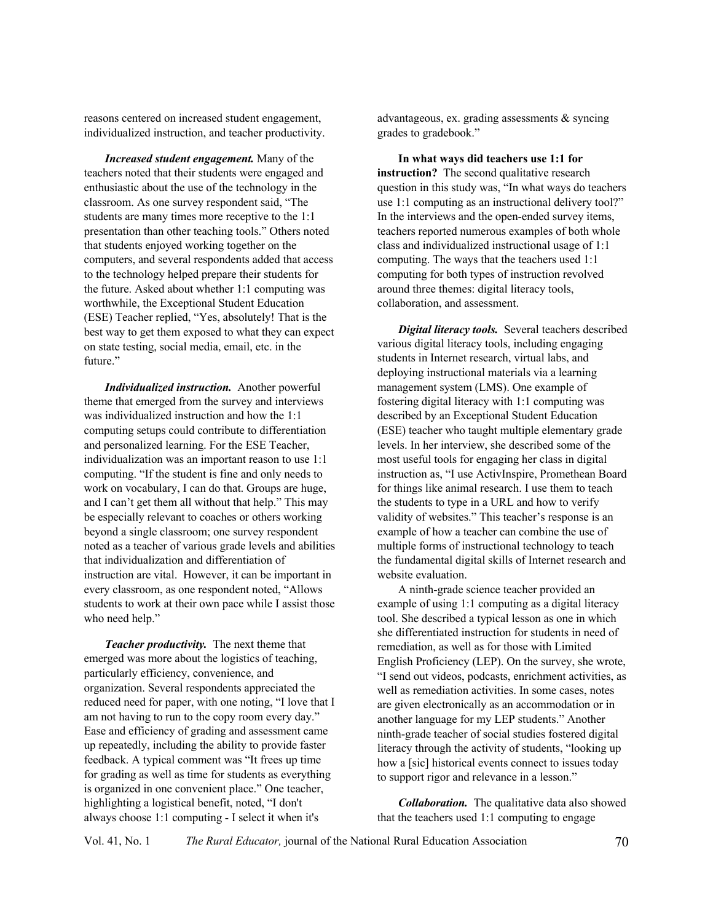reasons centered on increased student engagement, individualized instruction, and teacher productivity.

***Increased student engagement.*** Many of the teachers noted that their students were engaged and enthusiastic about the use of the technology in the classroom. As one survey respondent said, "The students are many times more receptive to the 1:1 presentation than other teaching tools." Others noted that students enjoyed working together on the computers, and several respondents added that access to the technology helped prepare their students for the future. Asked about whether 1:1 computing was worthwhile, the Exceptional Student Education (ESE) Teacher replied, "Yes, absolutely! That is the best way to get them exposed to what they can expect on state testing, social media, email, etc. in the future."

***Individualized instruction.*** Another powerful theme that emerged from the survey and interviews was individualized instruction and how the 1:1 computing setups could contribute to differentiation and personalized learning. For the ESE Teacher, individualization was an important reason to use 1:1 computing. "If the student is fine and only needs to work on vocabulary, I can do that. Groups are huge, and I can't get them all without that help." This may be especially relevant to coaches or others working beyond a single classroom; one survey respondent noted as a teacher of various grade levels and abilities that individualization and differentiation of instruction are vital. However, it can be important in every classroom, as one respondent noted, "Allows students to work at their own pace while I assist those who need help."

***Teacher productivity.*** The next theme that emerged was more about the logistics of teaching, particularly efficiency, convenience, and organization. Several respondents appreciated the reduced need for paper, with one noting, "I love that I am not having to run to the copy room every day." Ease and efficiency of grading and assessment came up repeatedly, including the ability to provide faster feedback. A typical comment was "It frees up time for grading as well as time for students as everything is organized in one convenient place." One teacher, highlighting a logistical benefit, noted, "I don't always choose 1:1 computing - I select it when it's advantageous, ex. grading assessments & syncing grades to gradebook."

**In what ways did teachers use 1:1 for instruction?** The second qualitative research question in this study was, "In what ways do teachers use 1:1 computing as an instructional delivery tool?" In the interviews and the open-ended survey items, teachers reported numerous examples of both whole class and individualized instructional usage of 1:1 computing. The ways that the teachers used 1:1 computing for both types of instruction revolved around three themes: digital literacy tools, collaboration, and assessment.

***Digital literacy tools.*** Several teachers described various digital literacy tools, including engaging students in Internet research, virtual labs, and deploying instructional materials via a learning management system (LMS). One example of fostering digital literacy with 1:1 computing was described by an Exceptional Student Education (ESE) teacher who taught multiple elementary grade levels. In her interview, she described some of the most useful tools for engaging her class in digital instruction as, "I use ActivInspire, Promethean Board for things like animal research. I use them to teach the students to type in a URL and how to verify validity of websites." This teacher's response is an example of how a teacher can combine the use of multiple forms of instructional technology to teach the fundamental digital skills of Internet research and website evaluation.

A ninth-grade science teacher provided an example of using 1:1 computing as a digital literacy tool. She described a typical lesson as one in which she differentiated instruction for students in need of remediation, as well as for those with Limited English Proficiency (LEP). On the survey, she wrote, "I send out videos, podcasts, enrichment activities, as well as remediation activities. In some cases, notes are given electronically as an accommodation or in another language for my LEP students." Another ninth-grade teacher of social studies fostered digital literacy through the activity of students, "looking up how a [sic] historical events connect to issues today to support rigor and relevance in a lesson."

***Collaboration.*** The qualitative data also showed that the teachers used 1:1 computing to engage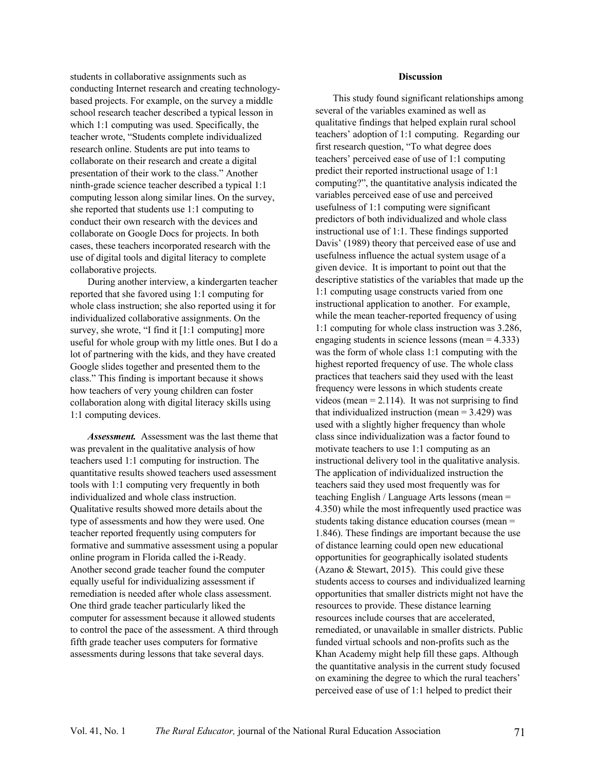students in collaborative assignments such as conducting Internet research and creating technology-based projects. For example, on the survey a middle school research teacher described a typical lesson in which 1:1 computing was used. Specifically, the teacher wrote, "Students complete individualized research online. Students are put into teams to collaborate on their research and create a digital presentation of their work to the class." Another ninth-grade science teacher described a typical 1:1 computing lesson along similar lines. On the survey, she reported that students use 1:1 computing to conduct their own research with the devices and collaborate on Google Docs for projects. In both cases, these teachers incorporated research with the use of digital tools and digital literacy to complete collaborative projects.

During another interview, a kindergarten teacher reported that she favored using 1:1 computing for whole class instruction; she also reported using it for individualized collaborative assignments. On the survey, she wrote, "I find it [1:1 computing] more useful for whole group with my little ones. But I do a lot of partnering with the kids, and they have created Google slides together and presented them to the class." This finding is important because it shows how teachers of very young children can foster collaboration along with digital literacy skills using 1:1 computing devices.

***Assessment.*** Assessment was the last theme that was prevalent in the qualitative analysis of how teachers used 1:1 computing for instruction. The quantitative results showed teachers used assessment tools with 1:1 computing very frequently in both individualized and whole class instruction. Qualitative results showed more details about the type of assessments and how they were used. One teacher reported frequently using computers for formative and summative assessment using a popular online program in Florida called the i-Ready. Another second grade teacher found the computer equally useful for individualizing assessment if remediation is needed after whole class assessment. One third grade teacher particularly liked the computer for assessment because it allowed students to control the pace of the assessment. A third through fifth grade teacher uses computers for formative assessments during lessons that take several days.

## Discussion

This study found significant relationships among several of the variables examined as well as qualitative findings that helped explain rural school teachers' adoption of 1:1 computing. Regarding our first research question, "To what degree does teachers' perceived ease of use of 1:1 computing predict their reported instructional usage of 1:1 computing?", the quantitative analysis indicated the variables perceived ease of use and perceived usefulness of 1:1 computing were significant predictors of both individualized and whole class instructional use of 1:1. These findings supported Davis' (1989) theory that perceived ease of use and usefulness influence the actual system usage of a given device. It is important to point out that the descriptive statistics of the variables that made up the 1:1 computing usage constructs varied from one instructional application to another. For example, while the mean teacher-reported frequency of using 1:1 computing for whole class instruction was 3.286, engaging students in science lessons (mean = 4.333) was the form of whole class 1:1 computing with the highest reported frequency of use. The whole class practices that teachers said they used with the least frequency were lessons in which students create videos (mean = 2.114). It was not surprising to find that individualized instruction (mean = 3.429) was used with a slightly higher frequency than whole class since individualization was a factor found to motivate teachers to use 1:1 computing as an instructional delivery tool in the qualitative analysis. The application of individualized instruction the teachers said they used most frequently was for teaching English / Language Arts lessons (mean = 4.350) while the most infrequently used practice was students taking distance education courses (mean = 1.846). These findings are important because the use of distance learning could open new educational opportunities for geographically isolated students (Azano & Stewart, 2015). This could give these students access to courses and individualized learning opportunities that smaller districts might not have the resources to provide. These distance learning resources include courses that are accelerated, remediated, or unavailable in smaller districts. Public funded virtual schools and non-profits such as the Khan Academy might help fill these gaps. Although the quantitative analysis in the current study focused on examining the degree to which the rural teachers' perceived ease of use of 1:1 helped to predict their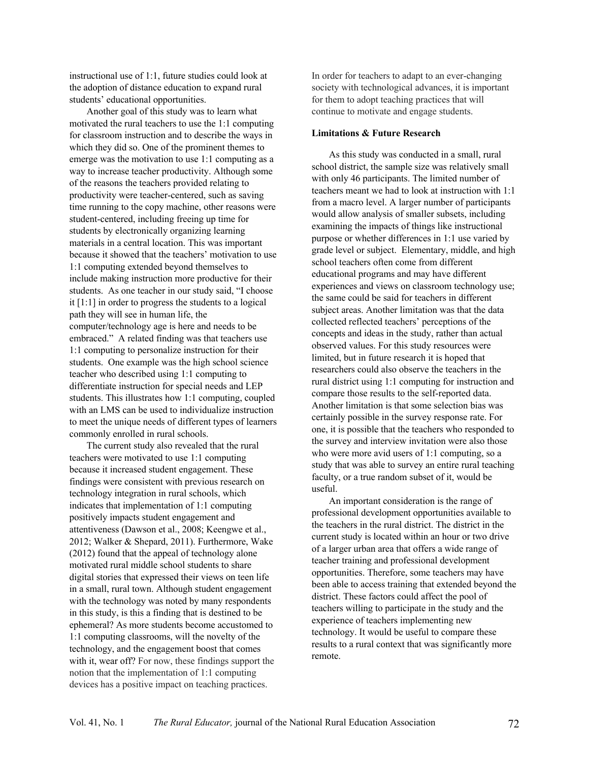instructional use of 1:1, future studies could look at the adoption of distance education to expand rural students' educational opportunities.

Another goal of this study was to learn what motivated the rural teachers to use the 1:1 computing for classroom instruction and to describe the ways in which they did so. One of the prominent themes to emerge was the motivation to use 1:1 computing as a way to increase teacher productivity. Although some of the reasons the teachers provided relating to productivity were teacher-centered, such as saving time running to the copy machine, other reasons were student-centered, including freeing up time for students by electronically organizing learning materials in a central location. This was important because it showed that the teachers' motivation to use 1:1 computing extended beyond themselves to include making instruction more productive for their students. As one teacher in our study said, "I choose it [1:1] in order to progress the students to a logical path they will see in human life, the computer/technology age is here and needs to be embraced." A related finding was that teachers use 1:1 computing to personalize instruction for their students. One example was the high school science teacher who described using 1:1 computing to differentiate instruction for special needs and LEP students. This illustrates how 1:1 computing, coupled with an LMS can be used to individualize instruction to meet the unique needs of different types of learners commonly enrolled in rural schools.

The current study also revealed that the rural teachers were motivated to use 1:1 computing because it increased student engagement. These findings were consistent with previous research on technology integration in rural schools, which indicates that implementation of 1:1 computing positively impacts student engagement and attentiveness (Dawson et al., 2008; Keengwe et al., 2012; Walker & Shepard, 2011). Furthermore, Wake (2012) found that the appeal of technology alone motivated rural middle school students to share digital stories that expressed their views on teen life in a small, rural town. Although student engagement with the technology was noted by many respondents in this study, is this a finding that is destined to be ephemeral? As more students become accustomed to 1:1 computing classrooms, will the novelty of the technology, and the engagement boost that comes with it, wear off? For now, these findings support the notion that the implementation of 1:1 computing devices has a positive impact on teaching practices. In order for teachers to adapt to an ever-changing society with technological advances, it is important for them to adopt teaching practices that will continue to motivate and engage students.

**Limitations & Future Research**

As this study was conducted in a small, rural school district, the sample size was relatively small with only 46 participants. The limited number of teachers meant we had to look at instruction with 1:1 from a macro level. A larger number of participants would allow analysis of smaller subsets, including examining the impacts of things like instructional purpose or whether differences in 1:1 use varied by grade level or subject. Elementary, middle, and high school teachers often come from different educational programs and may have different experiences and views on classroom technology use; the same could be said for teachers in different subject areas. Another limitation was that the data collected reflected teachers' perceptions of the concepts and ideas in the study, rather than actual observed values. For this study resources were limited, but in future research it is hoped that researchers could also observe the teachers in the rural district using 1:1 computing for instruction and compare those results to the self-reported data. Another limitation is that some selection bias was certainly possible in the survey response rate. For one, it is possible that the teachers who responded to the survey and interview invitation were also those who were more avid users of 1:1 computing, so a study that was able to survey an entire rural teaching faculty, or a true random subset of it, would be useful.

An important consideration is the range of professional development opportunities available to the teachers in the rural district. The district in the current study is located within an hour or two drive of a larger urban area that offers a wide range of teacher training and professional development opportunities. Therefore, some teachers may have been able to access training that extended beyond the district. These factors could affect the pool of teachers willing to participate in the study and the experience of teachers implementing new technology. It would be useful to compare these results to a rural context that was significantly more remote.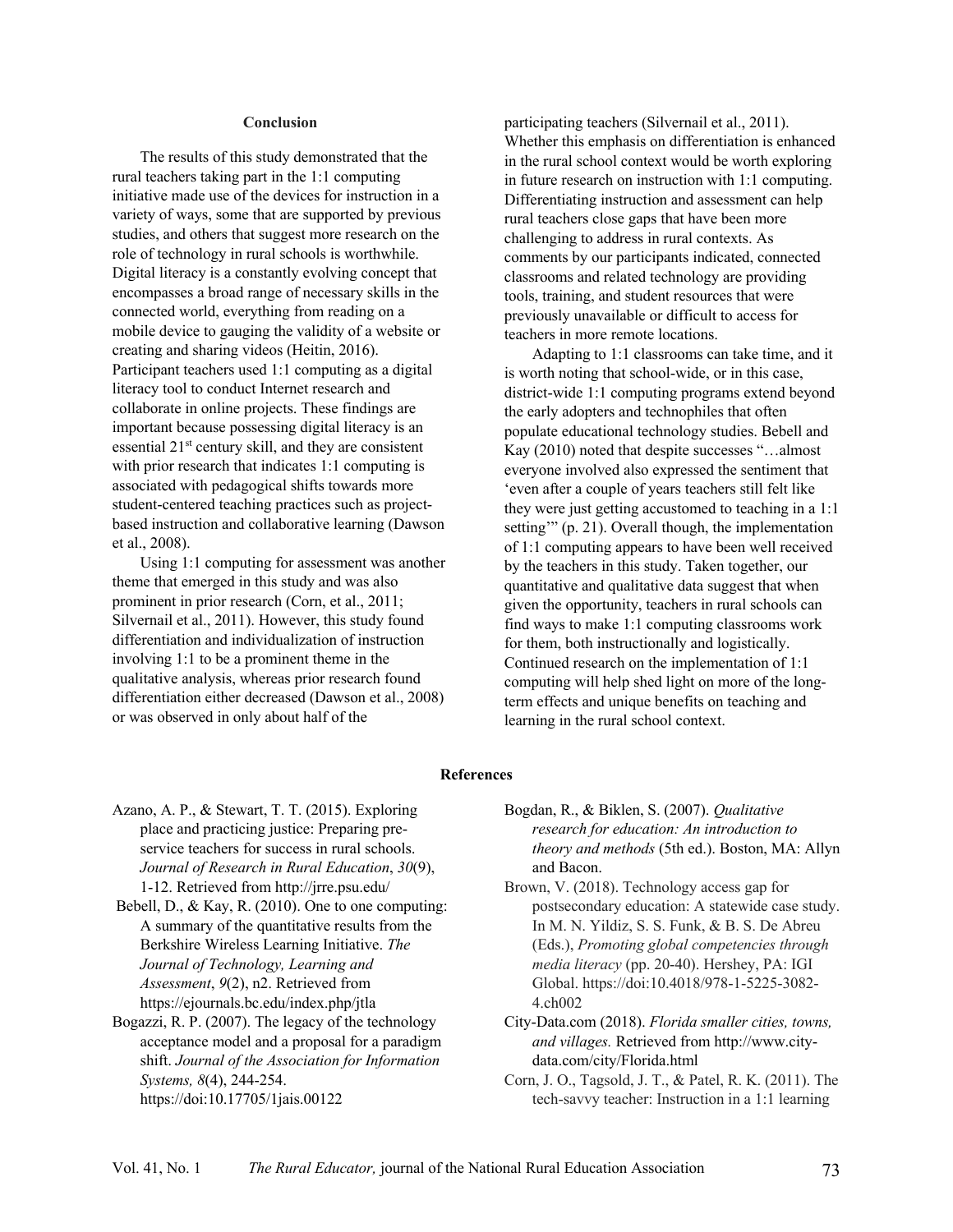## Conclusion

The results of this study demonstrated that the rural teachers taking part in the 1:1 computing initiative made use of the devices for instruction in a variety of ways, some that are supported by previous studies, and others that suggest more research on the role of technology in rural schools is worthwhile. Digital literacy is a constantly evolving concept that encompasses a broad range of necessary skills in the connected world, everything from reading on a mobile device to gauging the validity of a website or creating and sharing videos (Heitin, 2016). Participant teachers used 1:1 computing as a digital literacy tool to conduct Internet research and collaborate in online projects. These findings are important because possessing digital literacy is an essential 21st century skill, and they are consistent with prior research that indicates 1:1 computing is associated with pedagogical shifts towards more student-centered teaching practices such as project-based instruction and collaborative learning (Dawson et al., 2008).

Using 1:1 computing for assessment was another theme that emerged in this study and was also prominent in prior research (Corn, et al., 2011; Silvernail et al., 2011). However, this study found differentiation and individualization of instruction involving 1:1 to be a prominent theme in the qualitative analysis, whereas prior research found differentiation either decreased (Dawson et al., 2008) or was observed in only about half of the participating teachers (Silvernail et al., 2011). Whether this emphasis on differentiation is enhanced in the rural school context would be worth exploring in future research on instruction with 1:1 computing. Differentiating instruction and assessment can help rural teachers close gaps that have been more challenging to address in rural contexts. As comments by our participants indicated, connected classrooms and related technology are providing tools, training, and student resources that were previously unavailable or difficult to access for teachers in more remote locations.

Adapting to 1:1 classrooms can take time, and it is worth noting that school-wide, or in this case, district-wide 1:1 computing programs extend beyond the early adopters and technophiles that often populate educational technology studies. Bebell and Kay (2010) noted that despite successes "…almost everyone involved also expressed the sentiment that 'even after a couple of years teachers still felt like they were just getting accustomed to teaching in a 1:1 setting'" (p. 21). Overall though, the implementation of 1:1 computing appears to have been well received by the teachers in this study. Taken together, our quantitative and qualitative data suggest that when given the opportunity, teachers in rural schools can find ways to make 1:1 computing classrooms work for them, both instructionally and logistically. Continued research on the implementation of 1:1 computing will help shed light on more of the long-term effects and unique benefits on teaching and learning in the rural school context.

## References

Azano, A. P., & Stewart, T. T. (2015). Exploring place and practicing justice: Preparing pre-service teachers for success in rural schools. *Journal of Research in Rural Education*, *30*(9), 1-12. Retrieved from http://jrre.psu.edu/

Bebell, D., & Kay, R. (2010). One to one computing: A summary of the quantitative results from the Berkshire Wireless Learning Initiative. *The Journal of Technology, Learning and Assessment*, *9*(2), n2. Retrieved from https://ejournals.bc.edu/index.php/jtla

Bogazzi, R. P. (2007). The legacy of the technology acceptance model and a proposal for a paradigm shift. *Journal of the Association for Information Systems, 8*(4), 244-254. https://doi:10.17705/1jais.00122

Bogdan, R., & Biklen, S. (2007). *Qualitative research for education: An introduction to theory and methods* (5th ed.). Boston, MA: Allyn and Bacon.

Brown, V. (2018). Technology access gap for postsecondary education: A statewide case study. In M. N. Yildiz, S. S. Funk, & B. S. De Abreu (Eds.), *Promoting global competencies through media literacy* (pp. 20-40). Hershey, PA: IGI Global. https://doi:10.4018/978-1-5225-3082-4.ch002

City-Data.com (2018). *Florida smaller cities, towns, and villages.* Retrieved from http://www.city-data.com/city/Florida.html

Corn, J. O., Tagsold, J. T., & Patel, R. K. (2011). The tech-savvy teacher: Instruction in a 1:1 learning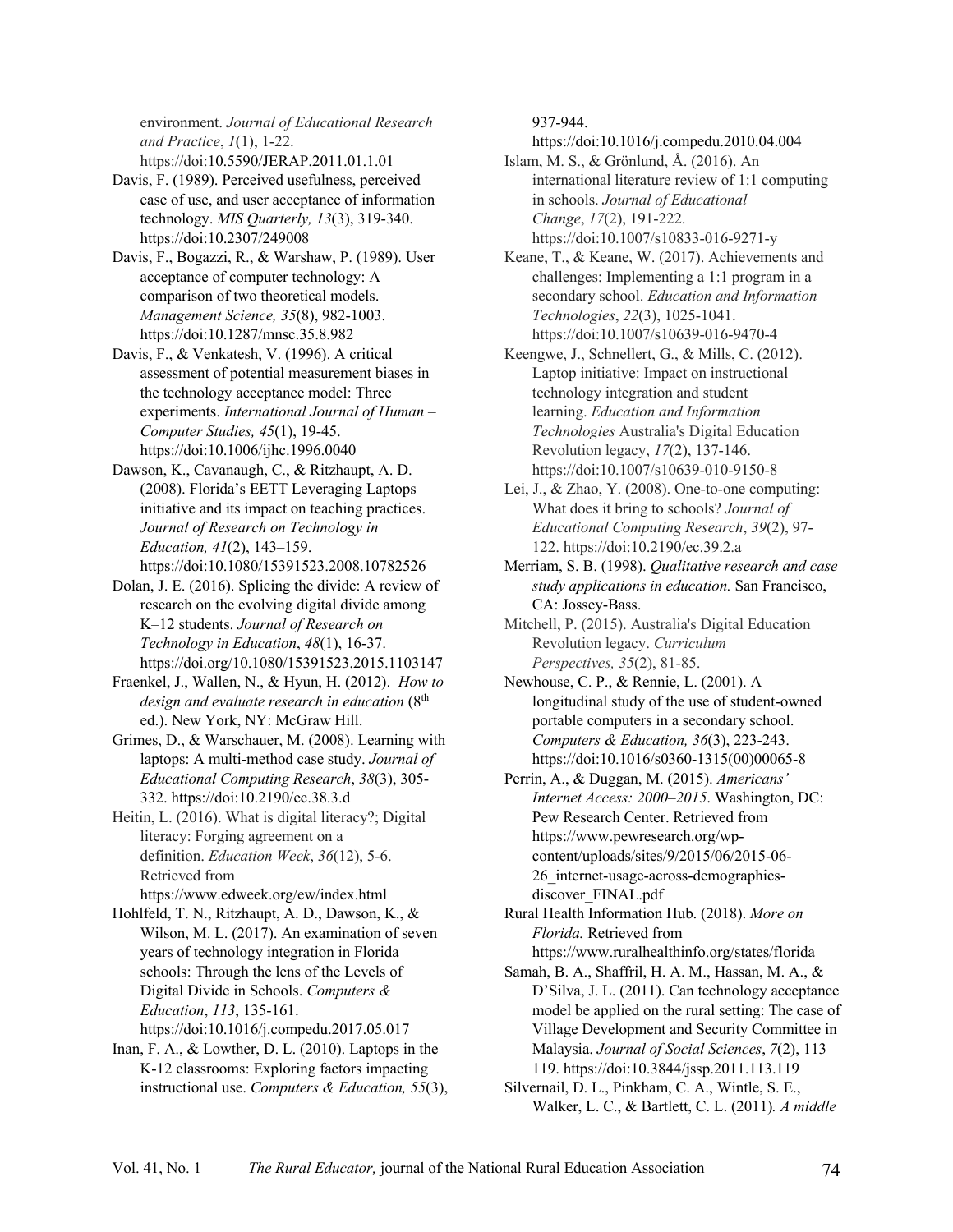environment. *Journal of Educational Research and Practice*, *1*(1), 1-22. https://doi:10.5590/JERAP.2011.01.1.01

Davis, F. (1989). Perceived usefulness, perceived ease of use, and user acceptance of information technology. *MIS Quarterly, 13*(3), 319-340. https://doi:10.2307/249008

Davis, F., Bogazzi, R., & Warshaw, P. (1989). User acceptance of computer technology: A comparison of two theoretical models. *Management Science, 35*(8), 982-1003. https://doi:10.1287/mnsc.35.8.982

Davis, F., & Venkatesh, V. (1996). A critical assessment of potential measurement biases in the technology acceptance model: Three experiments. *International Journal of Human – Computer Studies, 45*(1), 19-45. https://doi:10.1006/ijhc.1996.0040

Dawson, K., Cavanaugh, C., & Ritzhaupt, A. D. (2008). Florida's EETT Leveraging Laptops initiative and its impact on teaching practices. *Journal of Research on Technology in Education, 41*(2), 143–159. https://doi:10.1080/15391523.2008.10782526

Dolan, J. E. (2016). Splicing the divide: A review of research on the evolving digital divide among K–12 students. *Journal of Research on Technology in Education*, *48*(1), 16-37. https://doi.org/10.1080/15391523.2015.1103147

Fraenkel, J., Wallen, N., & Hyun, H. (2012). *How to design and evaluate research in education* (8th ed.). New York, NY: McGraw Hill.

Grimes, D., & Warschauer, M. (2008). Learning with laptops: A multi-method case study. *Journal of Educational Computing Research*, *38*(3), 305-332. https://doi:10.2190/ec.38.3.d

Heitin, L. (2016). What is digital literacy?; Digital literacy: Forging agreement on a definition. *Education Week*, *36*(12), 5-6. Retrieved from https://www.edweek.org/ew/index.html

Hohlfeld, T. N., Ritzhaupt, A. D., Dawson, K., & Wilson, M. L. (2017). An examination of seven years of technology integration in Florida schools: Through the lens of the Levels of Digital Divide in Schools. *Computers & Education*, *113*, 135-161. https://doi:10.1016/j.compedu.2017.05.017

Inan, F. A., & Lowther, D. L. (2010). Laptops in the K-12 classrooms: Exploring factors impacting instructional use. *Computers & Education, 55*(3), 937-944. https://doi:10.1016/j.compedu.2010.04.004

Islam, M. S., & Grönlund, Å. (2016). An international literature review of 1:1 computing in schools. *Journal of Educational Change*, *17*(2), 191-222. https://doi:10.1007/s10833-016-9271-y

Keane, T., & Keane, W. (2017). Achievements and challenges: Implementing a 1:1 program in a secondary school. *Education and Information Technologies*, *22*(3), 1025-1041. https://doi:10.1007/s10639-016-9470-4

Keengwe, J., Schnellert, G., & Mills, C. (2012). Laptop initiative: Impact on instructional technology integration and student learning. *Education and Information Technologies* Australia's Digital Education Revolution legacy, *17*(2), 137-146. https://doi:10.1007/s10639-010-9150-8

Lei, J., & Zhao, Y. (2008). One-to-one computing: What does it bring to schools? *Journal of Educational Computing Research*, *39*(2), 97-122. https://doi:10.2190/ec.39.2.a

Merriam, S. B. (1998). *Qualitative research and case study applications in education.* San Francisco, CA: Jossey-Bass.

Mitchell, P. (2015). Australia's Digital Education Revolution legacy. *Curriculum Perspectives, 35*(2), 81-85.

Newhouse, C. P., & Rennie, L. (2001). A longitudinal study of the use of student-owned portable computers in a secondary school. *Computers & Education, 36*(3), 223-243. https://doi:10.1016/s0360-1315(00)00065-8

Perrin, A., & Duggan, M. (2015). *Americans' Internet Access: 2000–2015*. Washington, DC: Pew Research Center. Retrieved from https://www.pewresearch.org/wp-content/uploads/sites/9/2015/06/2015-06-26_internet-usage-across-demographics-discover_FINAL.pdf

Rural Health Information Hub. (2018). *More on Florida.* Retrieved from https://www.ruralhealthinfo.org/states/florida

Samah, B. A., Shaffril, H. A. M., Hassan, M. A., & D'Silva, J. L. (2011). Can technology acceptance model be applied on the rural setting: The case of Village Development and Security Committee in Malaysia. *Journal of Social Sciences*, *7*(2), 113–119. https://doi:10.3844/jssp.2011.113.119

Silvernail, D. L., Pinkham, C. A., Wintle, S. E., Walker, L. C., & Bartlett, C. L. (2011). *A middle*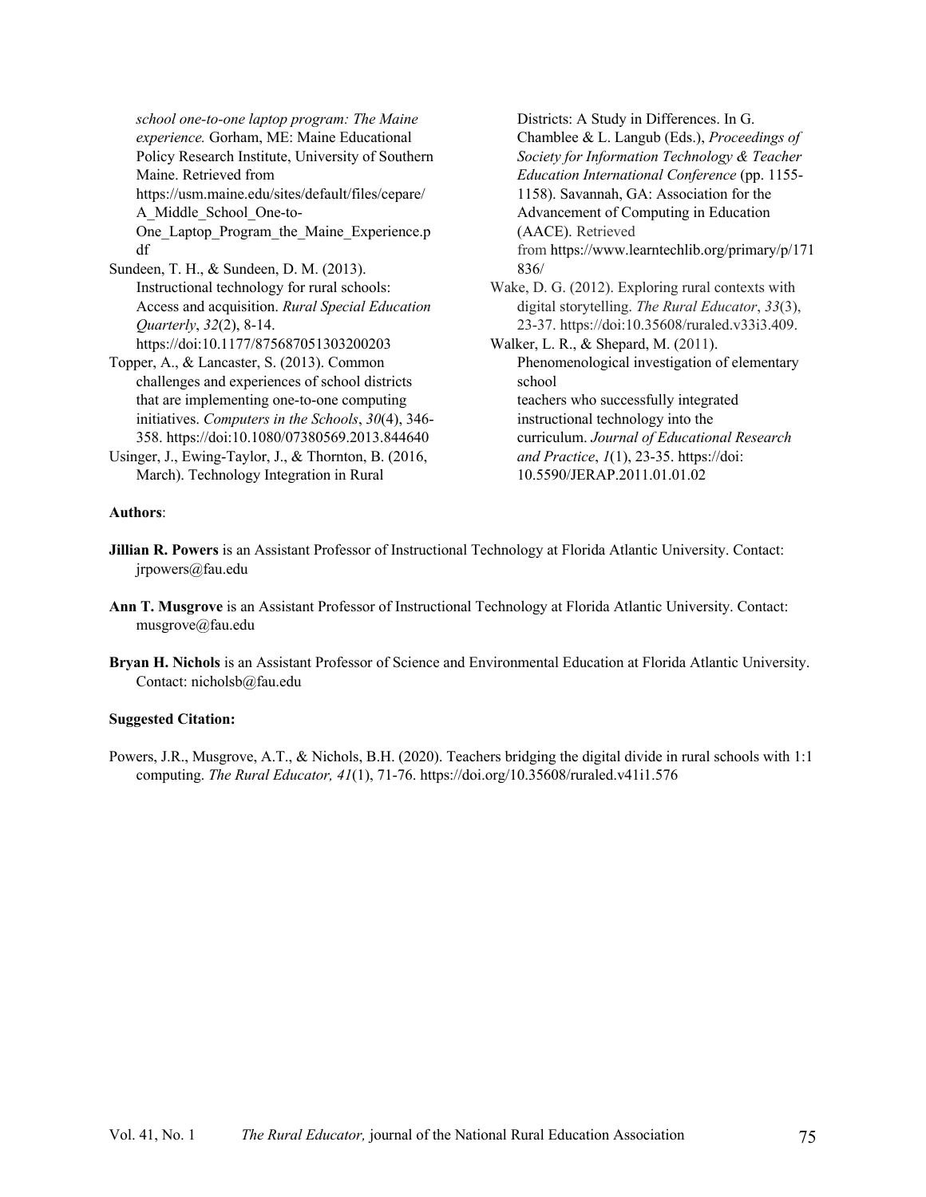*school one-to-one laptop program: The Maine experience.* Gorham, ME: Maine Educational Policy Research Institute, University of Southern Maine. Retrieved from https://usm.maine.edu/sites/default/files/cepare/A_Middle_School_One-to-One_Laptop_Program_the_Maine_Experience.pdf

Sundeen, T. H., & Sundeen, D. M. (2013). Instructional technology for rural schools: Access and acquisition. *Rural Special Education Quarterly*, *32*(2), 8-14. https://doi:10.1177/875687051303200203

Topper, A., & Lancaster, S. (2013). Common challenges and experiences of school districts that are implementing one-to-one computing initiatives. *Computers in the Schools*, *30*(4), 346-358. https://doi:10.1080/07380569.2013.844640

Usinger, J., Ewing-Taylor, J., & Thornton, B. (2016, March). Technology Integration in Rural Districts: A Study in Differences. In G. Chamblee & L. Langub (Eds.), *Proceedings of Society for Information Technology & Teacher Education International Conference* (pp. 1155-1158). Savannah, GA: Association for the Advancement of Computing in Education (AACE). Retrieved from https://www.learntechlib.org/primary/p/171836/

Wake, D. G. (2012). Exploring rural contexts with digital storytelling. *The Rural Educator*, *33*(3), 23-37. https://doi:10.35608/ruraled.v33i3.409.

Walker, L. R., & Shepard, M. (2011). Phenomenological investigation of elementary school teachers who successfully integrated instructional technology into the curriculum. *Journal of Educational Research and Practice*, *1*(1), 23-35. https://doi: 10.5590/JERAP.2011.01.01.02

**Authors**:

**Jillian R. Powers** is an Assistant Professor of Instructional Technology at Florida Atlantic University. Contact: jrpowers@fau.edu

**Ann T. Musgrove** is an Assistant Professor of Instructional Technology at Florida Atlantic University. Contact: musgrove@fau.edu

**Bryan H. Nichols** is an Assistant Professor of Science and Environmental Education at Florida Atlantic University. Contact: nicholsb@fau.edu

**Suggested Citation:**

Powers, J.R., Musgrove, A.T., & Nichols, B.H. (2020). Teachers bridging the digital divide in rural schools with 1:1 computing. *The Rural Educator, 41*(1), 71-76. https://doi.org/10.35608/ruraled.v41i1.576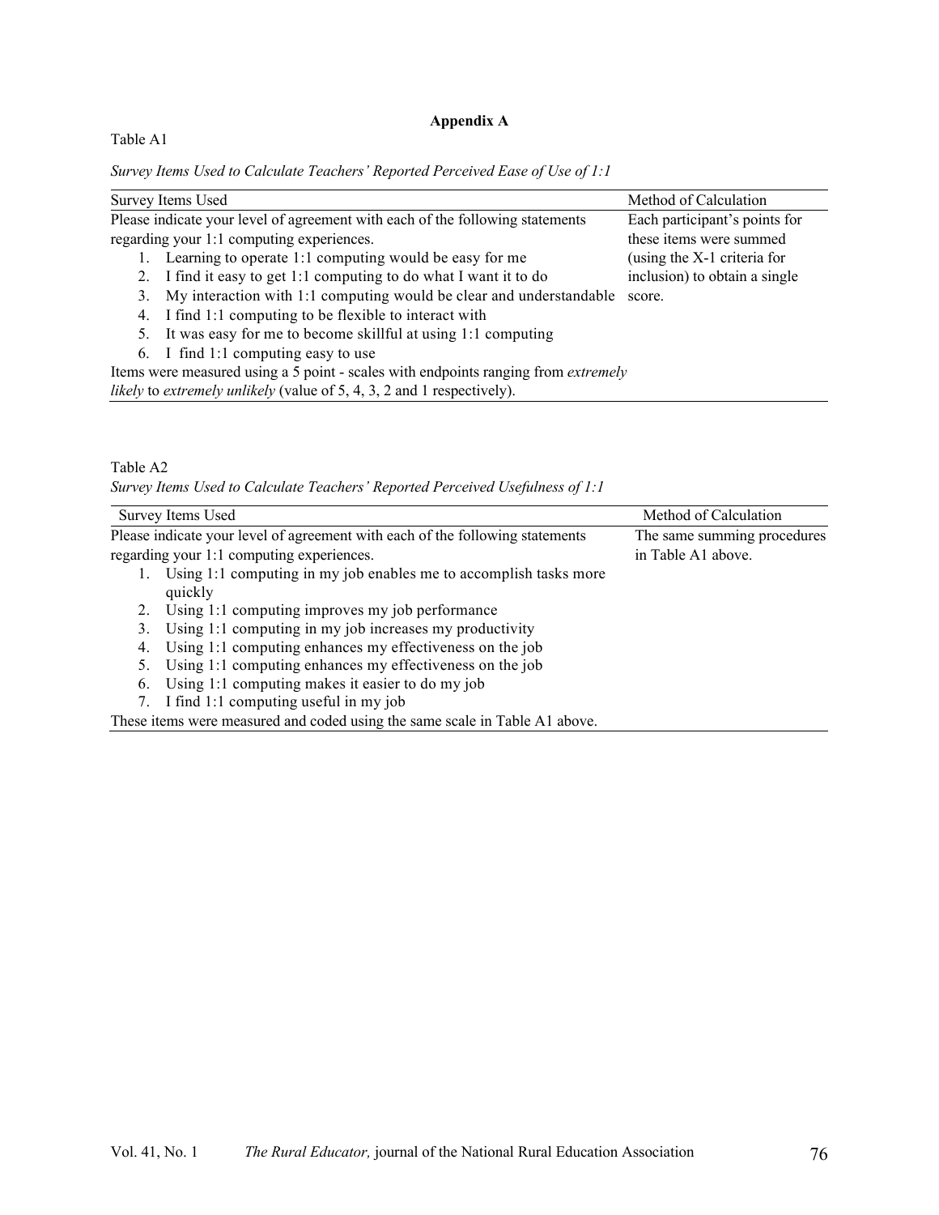**Appendix A**

Table A1

*Survey Items Used to Calculate Teachers' Reported Perceived Ease of Use of 1:1*

| Survey Items Used | Method of Calculation |
|---|---|
| Please indicate your level of agreement with each of the following statements regarding your 1:1 computing experiences.<br>1. Learning to operate 1:1 computing would be easy for me<br>2. I find it easy to get 1:1 computing to do what I want it to do<br>3. My interaction with 1:1 computing would be clear and understandable<br>4. I find 1:1 computing to be flexible to interact with<br>5. It was easy for me to become skillful at using 1:1 computing<br>6. I find 1:1 computing easy to use<br>Items were measured using a 5 point - scales with endpoints ranging from *extremely likely* to *extremely unlikely* (value of 5, 4, 3, 2 and 1 respectively). | Each participant's points for these items were summed (using the X-1 criteria for inclusion) to obtain a single score. |

Table A2

*Survey Items Used to Calculate Teachers' Reported Perceived Usefulness of 1:1*

| Survey Items Used | Method of Calculation |
|---|---|
| Please indicate your level of agreement with each of the following statements regarding your 1:1 computing experiences.<br>1. Using 1:1 computing in my job enables me to accomplish tasks more quickly<br>2. Using 1:1 computing improves my job performance<br>3. Using 1:1 computing in my job increases my productivity<br>4. Using 1:1 computing enhances my effectiveness on the job<br>5. Using 1:1 computing enhances my effectiveness on the job<br>6. Using 1:1 computing makes it easier to do my job<br>7. I find 1:1 computing useful in my job<br>These items were measured and coded using the same scale in Table A1 above. | The same summing procedures in Table A1 above. |